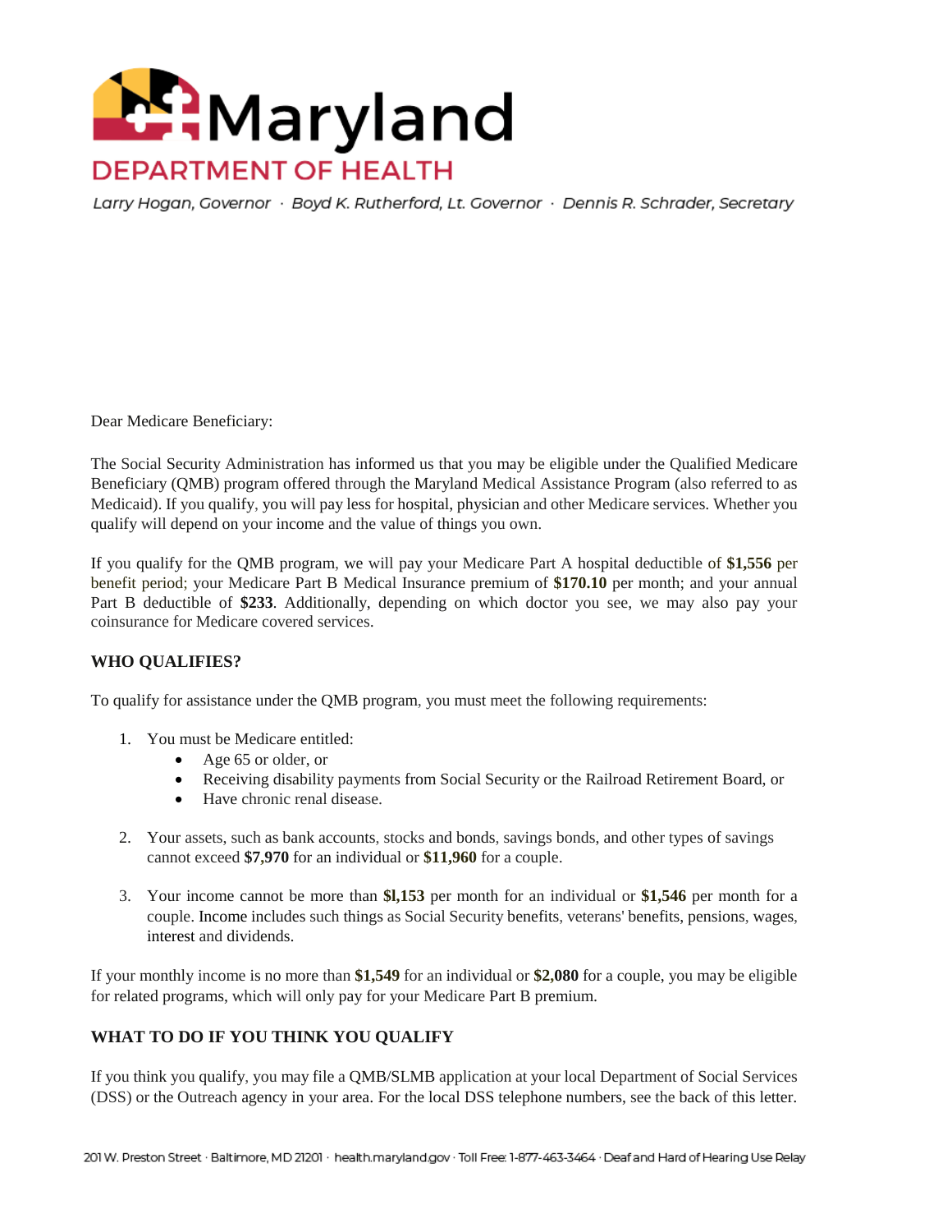# Maryland

## DEPARTMENT OF HEALTH

*Larry Hogan, Governor · Boyd K. Rutherford, Lt. Governor · Dennis R. Schrader, Secretary*

Dear Medicare Beneficiary:

The Social Security Administration has informed us that you may be eligible under the Qualified Medicare Beneficiary (QMB) program offered through the Maryland Medical Assistance Program (also referred to as Medicaid). If you qualify, you will pay less for hospital, physician and other Medicare services. Whether you qualify will depend on your income and the value of things you own.

If you qualify for the QMB program, we will pay your Medicare Part A hospital deductible of **$1,556** per benefit period; your Medicare Part B Medical Insurance premium of **$170.10** per month; and your annual Part B deductible of **$233**. Additionally, depending on which doctor you see, we may also pay your coinsurance for Medicare covered services.

### WHO QUALIFIES?

To qualify for assistance under the QMB program, you must meet the following requirements:

1. You must be Medicare entitled:
   - Age 65 or older, or
   - Receiving disability payments from Social Security or the Railroad Retirement Board, or
   - Have chronic renal disease.

2. Your assets, such as bank accounts, stocks and bonds, savings bonds, and other types of savings cannot exceed **$7,970** for an individual or **$11,960** for a couple.

3. Your income cannot be more than **$l,153** per month for an individual or **$1,546** per month for a couple. Income includes such things as Social Security benefits, veterans' benefits, pensions, wages, interest and dividends.

If your monthly income is no more than **$1,549** for an individual or **$2,080** for a couple, you may be eligible for related programs, which will only pay for your Medicare Part B premium.

### WHAT TO DO IF YOU THINK YOU QUALIFY

If you think you qualify, you may file a QMB/SLMB application at your local Department of Social Services (DSS) or the Outreach agency in your area. For the local DSS telephone numbers, see the back of this letter.

201 W. Preston Street · Baltimore, MD 21201 · health.maryland.gov · Toll Free: 1-877-463-3464 · Deaf and Hard of Hearing Use Relay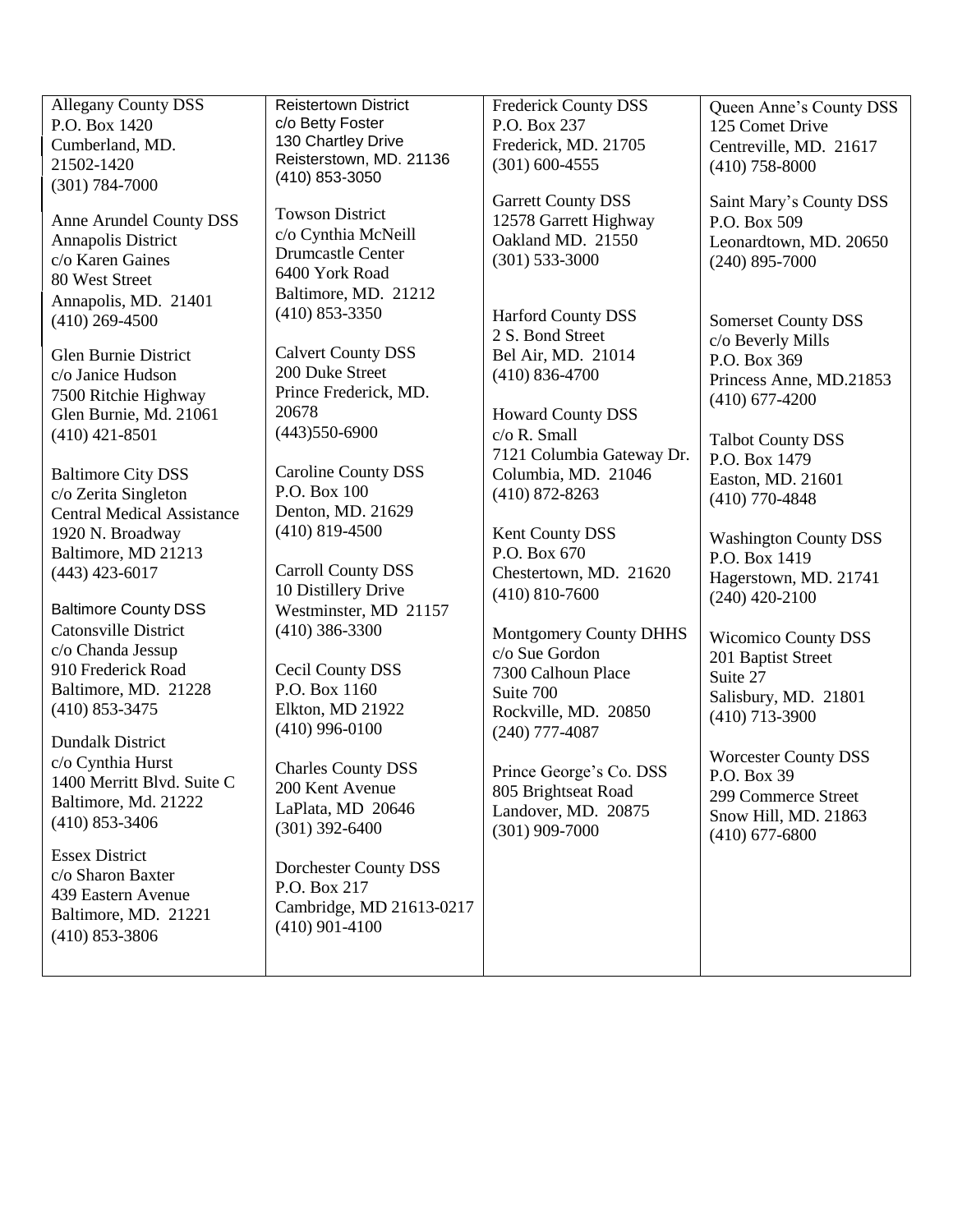Allegany County DSS
P.O. Box 1420
Cumberland, MD.
21502-1420
(301) 784-7000

Anne Arundel County DSS
Annapolis District
c/o Karen Gaines
80 West Street
Annapolis, MD. 21401
(410) 269-4500

Glen Burnie District
c/o Janice Hudson
7500 Ritchie Highway
Glen Burnie, Md. 21061
(410) 421-8501

Baltimore City DSS
c/o Zerita Singleton
Central Medical Assistance
1920 N. Broadway
Baltimore, MD 21213
(443) 423-6017

Baltimore County DSS
Catonsville District
c/o Chanda Jessup
910 Frederick Road
Baltimore, MD. 21228
(410) 853-3475

Dundalk District
c/o Cynthia Hurst
1400 Merritt Blvd. Suite C
Baltimore, Md. 21222
(410) 853-3406

Essex District
c/o Sharon Baxter
439 Eastern Avenue
Baltimore, MD. 21221
(410) 853-3806

Reistertown District
c/o Betty Foster
130 Chartley Drive
Reisterstown, MD. 21136
(410) 853-3050

Towson District
c/o Cynthia McNeill
Drumcastle Center
6400 York Road
Baltimore, MD. 21212
(410) 853-3350

Calvert County DSS
200 Duke Street
Prince Frederick, MD.
20678
(443)550-6900

Caroline County DSS
P.O. Box 100
Denton, MD. 21629
(410) 819-4500

Carroll County DSS
10 Distillery Drive
Westminster, MD 21157
(410) 386-3300

Cecil County DSS
P.O. Box 1160
Elkton, MD 21922
(410) 996-0100

Charles County DSS
200 Kent Avenue
LaPlata, MD 20646
(301) 392-6400

Dorchester County DSS
P.O. Box 217
Cambridge, MD 21613-0217
(410) 901-4100

Frederick County DSS
P.O. Box 237
Frederick, MD. 21705
(301) 600-4555

Garrett County DSS
12578 Garrett Highway
Oakland MD. 21550
(301) 533-3000

Harford County DSS
2 S. Bond Street
Bel Air, MD. 21014
(410) 836-4700

Howard County DSS
c/o R. Small
7121 Columbia Gateway Dr.
Columbia, MD. 21046
(410) 872-8263

Kent County DSS
P.O. Box 670
Chestertown, MD. 21620
(410) 810-7600

Montgomery County DHHS
c/o Sue Gordon
7300 Calhoun Place
Suite 700
Rockville, MD. 20850
(240) 777-4087

Prince George's Co. DSS
805 Brightseat Road
Landover, MD. 20875
(301) 909-7000

Queen Anne's County DSS
125 Comet Drive
Centreville, MD. 21617
(410) 758-8000

Saint Mary's County DSS
P.O. Box 509
Leonardtown, MD. 20650
(240) 895-7000

Somerset County DSS
c/o Beverly Mills
P.O. Box 369
Princess Anne, MD.21853
(410) 677-4200

Talbot County DSS
P.O. Box 1479
Easton, MD. 21601
(410) 770-4848

Washington County DSS
P.O. Box 1419
Hagerstown, MD. 21741
(240) 420-2100

Wicomico County DSS
201 Baptist Street
Suite 27
Salisbury, MD. 21801
(410) 713-3900

Worcester County DSS
P.O. Box 39
299 Commerce Street
Snow Hill, MD. 21863
(410) 677-6800